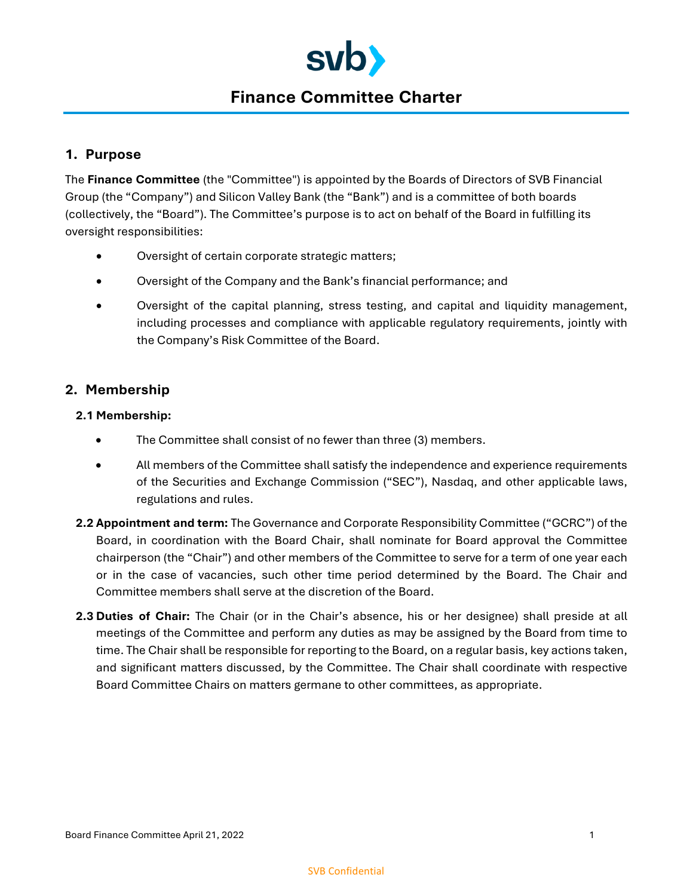# Finance Committee Charter

## 1. Purpose

The **Finance Committee** (the "Committee") is appointed by the Boards of Directors of SVB Financial Group (the "Company") and Silicon Valley Bank (the "Bank") and is a committee of both boards (collectively, the "Board"). The Committee's purpose is to act on behalf of the Board in fulfilling its oversight responsibilities:

- Oversight of certain corporate strategic matters;
- Oversight of the Company and the Bank's financial performance; and
- Oversight of the capital planning, stress testing, and capital and liquidity management, including processes and compliance with applicable regulatory requirements, jointly with the Company's Risk Committee of the Board.

## 2. Membership

### 2.1 Membership:

- The Committee shall consist of no fewer than three (3) members.
- All members of the Committee shall satisfy the independence and experience requirements of the Securities and Exchange Commission ("SEC"), Nasdaq, and other applicable laws, regulations and rules.

**2.2 Appointment and term:** The Governance and Corporate Responsibility Committee ("GCRC") of the Board, in coordination with the Board Chair, shall nominate for Board approval the Committee chairperson (the "Chair") and other members of the Committee to serve for a term of one year each or in the case of vacancies, such other time period determined by the Board. The Chair and Committee members shall serve at the discretion of the Board.

**2.3 Duties of Chair:** The Chair (or in the Chair's absence, his or her designee) shall preside at all meetings of the Committee and perform any duties as may be assigned by the Board from time to time. The Chair shall be responsible for reporting to the Board, on a regular basis, key actions taken, and significant matters discussed, by the Committee. The Chair shall coordinate with respective Board Committee Chairs on matters germane to other committees, as appropriate.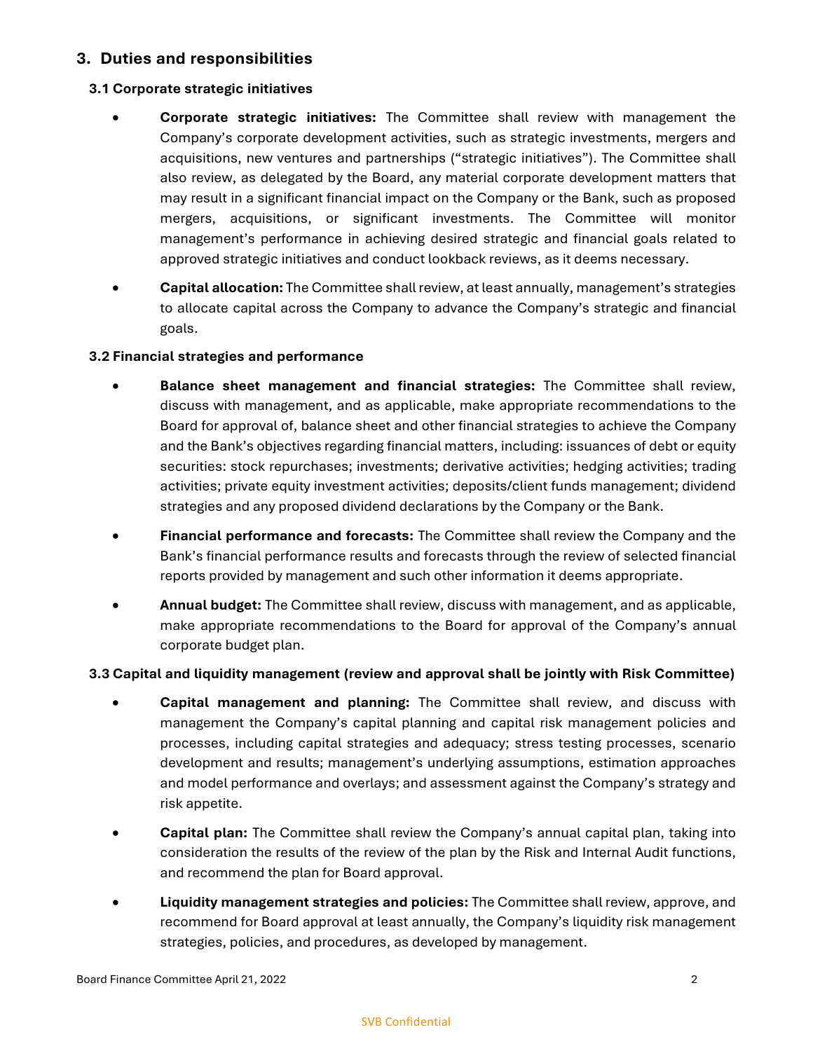## 3. Duties and responsibilities

### 3.1 Corporate strategic initiatives

- **Corporate strategic initiatives:** The Committee shall review with management the Company's corporate development activities, such as strategic investments, mergers and acquisitions, new ventures and partnerships ("strategic initiatives"). The Committee shall also review, as delegated by the Board, any material corporate development matters that may result in a significant financial impact on the Company or the Bank, such as proposed mergers, acquisitions, or significant investments. The Committee will monitor management's performance in achieving desired strategic and financial goals related to approved strategic initiatives and conduct lookback reviews, as it deems necessary.
- **Capital allocation:** The Committee shall review, at least annually, management's strategies to allocate capital across the Company to advance the Company's strategic and financial goals.

### 3.2 Financial strategies and performance

- **Balance sheet management and financial strategies:** The Committee shall review, discuss with management, and as applicable, make appropriate recommendations to the Board for approval of, balance sheet and other financial strategies to achieve the Company and the Bank's objectives regarding financial matters, including: issuances of debt or equity securities: stock repurchases; investments; derivative activities; hedging activities; trading activities; private equity investment activities; deposits/client funds management; dividend strategies and any proposed dividend declarations by the Company or the Bank.
- **Financial performance and forecasts:** The Committee shall review the Company and the Bank's financial performance results and forecasts through the review of selected financial reports provided by management and such other information it deems appropriate.
- **Annual budget:** The Committee shall review, discuss with management, and as applicable, make appropriate recommendations to the Board for approval of the Company's annual corporate budget plan.

### 3.3 Capital and liquidity management (review and approval shall be jointly with Risk Committee)

- **Capital management and planning:** The Committee shall review, and discuss with management the Company's capital planning and capital risk management policies and processes, including capital strategies and adequacy; stress testing processes, scenario development and results; management's underlying assumptions, estimation approaches and model performance and overlays; and assessment against the Company's strategy and risk appetite.
- **Capital plan:** The Committee shall review the Company's annual capital plan, taking into consideration the results of the review of the plan by the Risk and Internal Audit functions, and recommend the plan for Board approval.
- **Liquidity management strategies and policies:** The Committee shall review, approve, and recommend for Board approval at least annually, the Company's liquidity risk management strategies, policies, and procedures, as developed by management.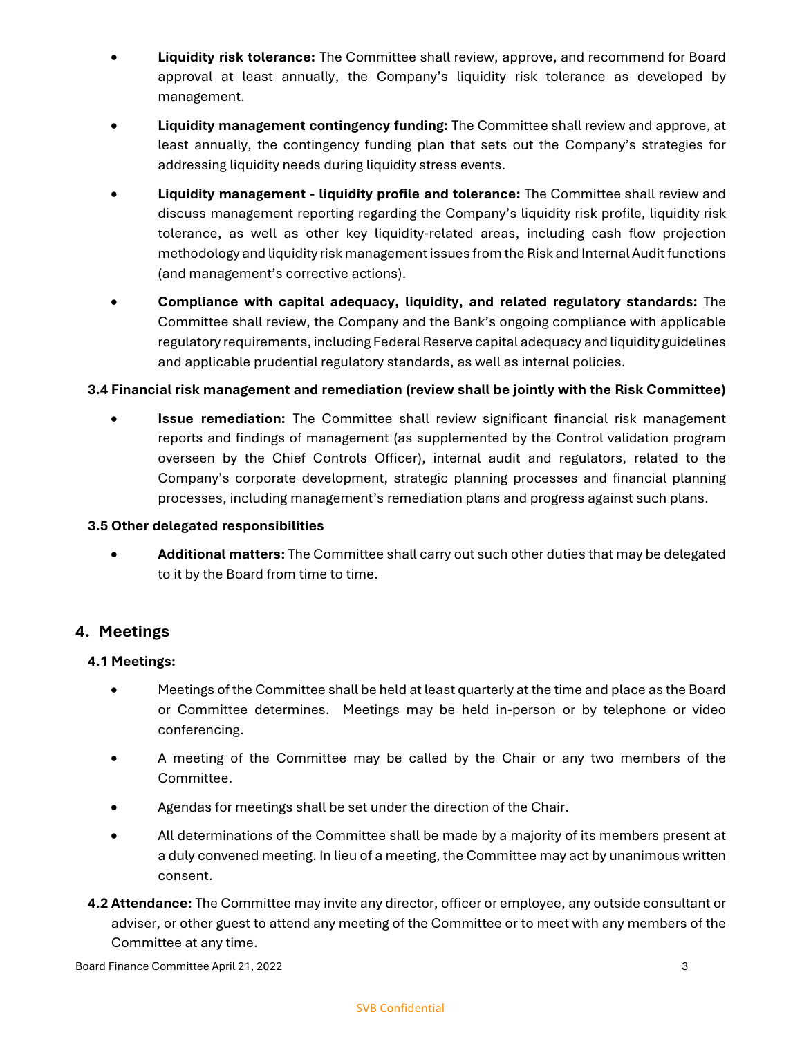- **Liquidity risk tolerance:** The Committee shall review, approve, and recommend for Board approval at least annually, the Company's liquidity risk tolerance as developed by management.
- **Liquidity management contingency funding:** The Committee shall review and approve, at least annually, the contingency funding plan that sets out the Company's strategies for addressing liquidity needs during liquidity stress events.
- **Liquidity management - liquidity profile and tolerance:** The Committee shall review and discuss management reporting regarding the Company's liquidity risk profile, liquidity risk tolerance, as well as other key liquidity-related areas, including cash flow projection methodology and liquidity risk management issues from the Risk and Internal Audit functions (and management's corrective actions).
- **Compliance with capital adequacy, liquidity, and related regulatory standards:** The Committee shall review, the Company and the Bank's ongoing compliance with applicable regulatory requirements, including Federal Reserve capital adequacy and liquidity guidelines and applicable prudential regulatory standards, as well as internal policies.

### 3.4 Financial risk management and remediation (review shall be jointly with the Risk Committee)

- **Issue remediation:** The Committee shall review significant financial risk management reports and findings of management (as supplemented by the Control validation program overseen by the Chief Controls Officer), internal audit and regulators, related to the Company's corporate development, strategic planning processes and financial planning processes, including management's remediation plans and progress against such plans.

### 3.5 Other delegated responsibilities

- **Additional matters:** The Committee shall carry out such other duties that may be delegated to it by the Board from time to time.

## 4. Meetings

### 4.1 Meetings:

- Meetings of the Committee shall be held at least quarterly at the time and place as the Board or Committee determines. Meetings may be held in-person or by telephone or video conferencing.
- A meeting of the Committee may be called by the Chair or any two members of the Committee.
- Agendas for meetings shall be set under the direction of the Chair.
- All determinations of the Committee shall be made by a majority of its members present at a duly convened meeting. In lieu of a meeting, the Committee may act by unanimous written consent.

**4.2 Attendance:** The Committee may invite any director, officer or employee, any outside consultant or adviser, or other guest to attend any meeting of the Committee or to meet with any members of the Committee at any time.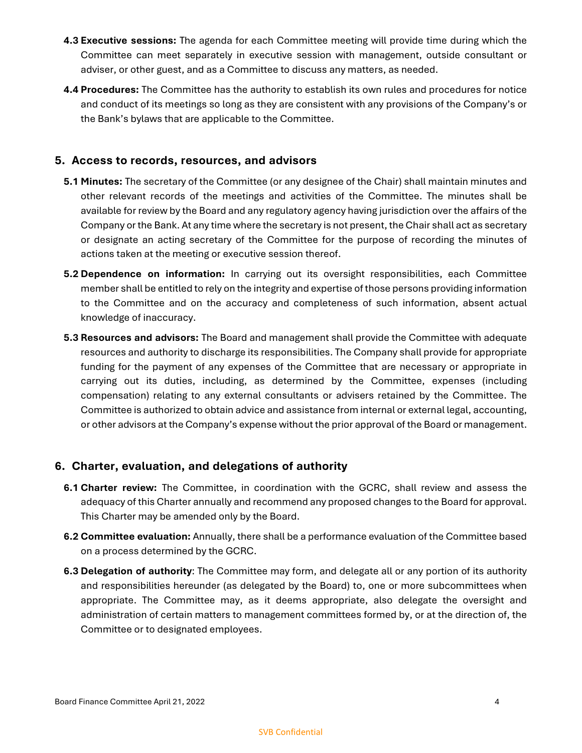**4.3 Executive sessions:** The agenda for each Committee meeting will provide time during which the Committee can meet separately in executive session with management, outside consultant or adviser, or other guest, and as a Committee to discuss any matters, as needed.

**4.4 Procedures:** The Committee has the authority to establish its own rules and procedures for notice and conduct of its meetings so long as they are consistent with any provisions of the Company's or the Bank's bylaws that are applicable to the Committee.

## 5. Access to records, resources, and advisors

**5.1 Minutes:** The secretary of the Committee (or any designee of the Chair) shall maintain minutes and other relevant records of the meetings and activities of the Committee. The minutes shall be available for review by the Board and any regulatory agency having jurisdiction over the affairs of the Company or the Bank. At any time where the secretary is not present, the Chair shall act as secretary or designate an acting secretary of the Committee for the purpose of recording the minutes of actions taken at the meeting or executive session thereof.

**5.2 Dependence on information:** In carrying out its oversight responsibilities, each Committee member shall be entitled to rely on the integrity and expertise of those persons providing information to the Committee and on the accuracy and completeness of such information, absent actual knowledge of inaccuracy.

**5.3 Resources and advisors:** The Board and management shall provide the Committee with adequate resources and authority to discharge its responsibilities. The Company shall provide for appropriate funding for the payment of any expenses of the Committee that are necessary or appropriate in carrying out its duties, including, as determined by the Committee, expenses (including compensation) relating to any external consultants or advisers retained by the Committee. The Committee is authorized to obtain advice and assistance from internal or external legal, accounting, or other advisors at the Company's expense without the prior approval of the Board or management.

## 6. Charter, evaluation, and delegations of authority

**6.1 Charter review:** The Committee, in coordination with the GCRC, shall review and assess the adequacy of this Charter annually and recommend any proposed changes to the Board for approval. This Charter may be amended only by the Board.

**6.2 Committee evaluation:** Annually, there shall be a performance evaluation of the Committee based on a process determined by the GCRC.

**6.3 Delegation of authority**: The Committee may form, and delegate all or any portion of its authority and responsibilities hereunder (as delegated by the Board) to, one or more subcommittees when appropriate. The Committee may, as it deems appropriate, also delegate the oversight and administration of certain matters to management committees formed by, or at the direction of, the Committee or to designated employees.